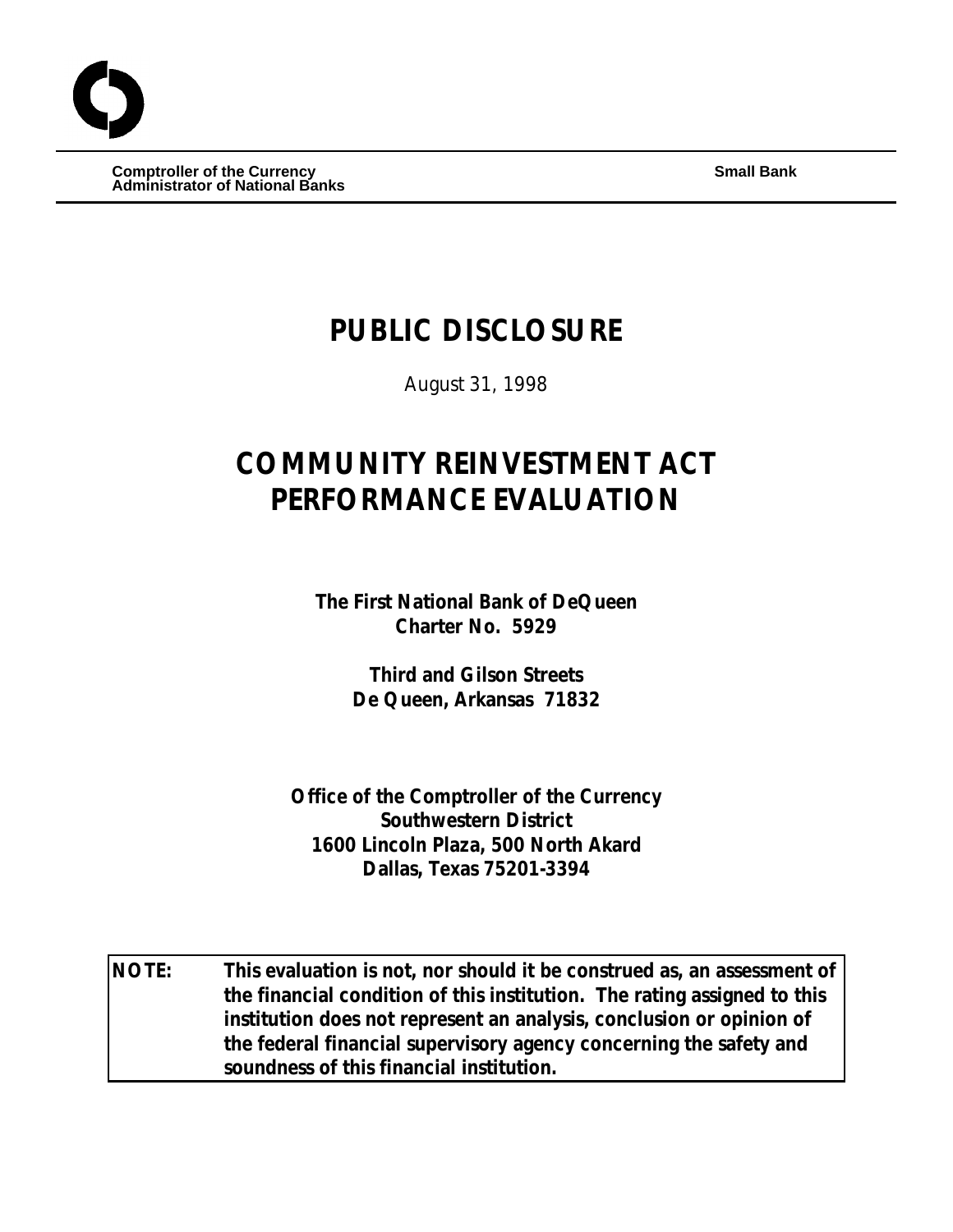**Comptroller of the Currency**
**Administrator of National Banks**

**Small Bank**

# PUBLIC DISCLOSURE

August 31, 1998

# COMMUNITY REINVESTMENT ACT PERFORMANCE EVALUATION

**The First National Bank of DeQueen**
**Charter No. 5929**

**Third and Gilson Streets**
**De Queen, Arkansas 71832**

**Office of the Comptroller of the Currency**
**Southwestern District**
**1600 Lincoln Plaza, 500 North Akard**
**Dallas, Texas 75201-3394**

| **NOTE:** | **This evaluation is not, nor should it be construed as, an assessment of the financial condition of this institution. The rating assigned to this institution does not represent an analysis, conclusion or opinion of the federal financial supervisory agency concerning the safety and soundness of this financial institution.** |
|---|---|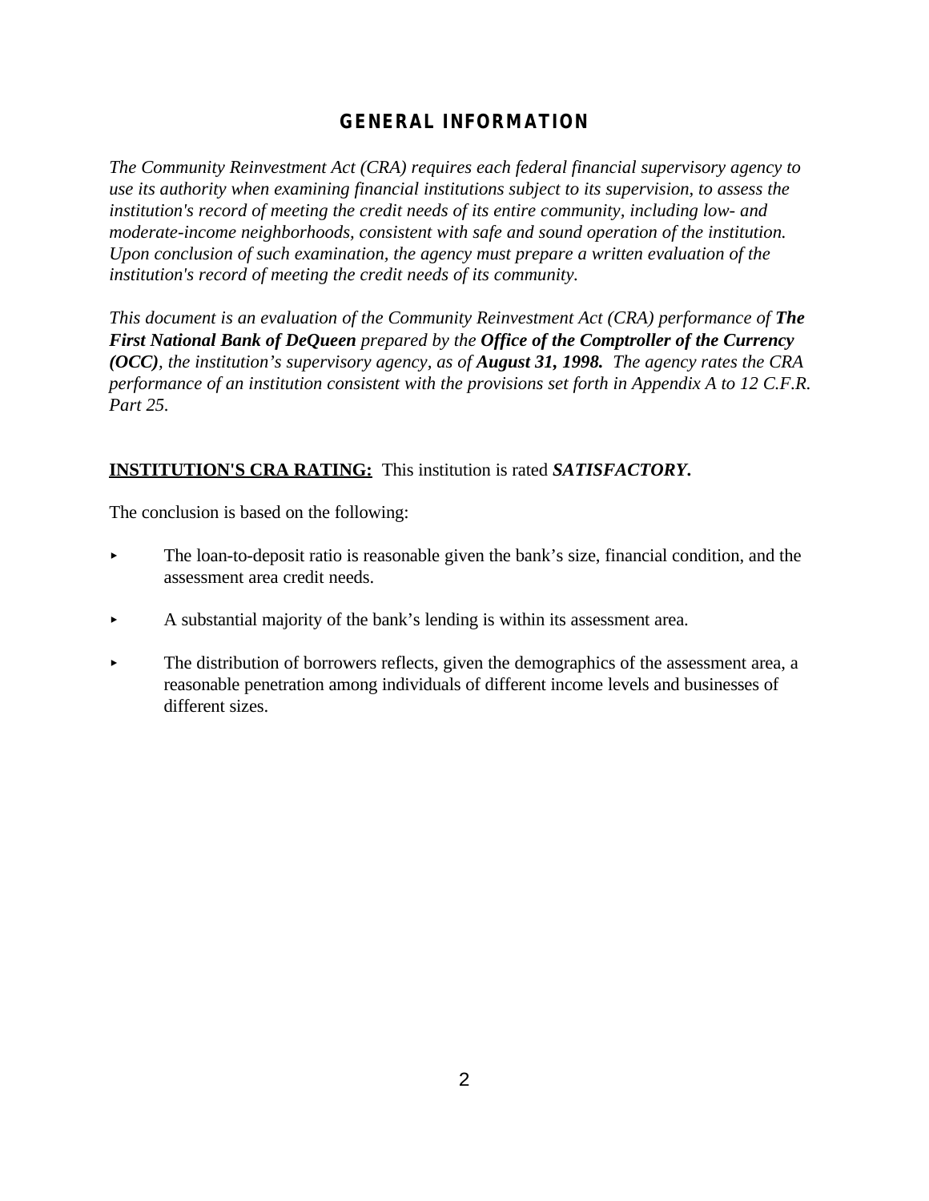# GENERAL INFORMATION

*The Community Reinvestment Act (CRA) requires each federal financial supervisory agency to use its authority when examining financial institutions subject to its supervision, to assess the institution's record of meeting the credit needs of its entire community, including low- and moderate-income neighborhoods, consistent with safe and sound operation of the institution. Upon conclusion of such examination, the agency must prepare a written evaluation of the institution's record of meeting the credit needs of its community.*

*This document is an evaluation of the Community Reinvestment Act (CRA) performance of* ***The First National Bank of DeQueen*** *prepared by the* ***Office of the Comptroller of the Currency (OCC)****, the institution's supervisory agency, as of* ***August 31, 1998.*** *The agency rates the CRA performance of an institution consistent with the provisions set forth in Appendix A to 12 C.F.R. Part 25.*

**INSTITUTION'S CRA RATING:** This institution is rated ***SATISFACTORY.***

The conclusion is based on the following:

- The loan-to-deposit ratio is reasonable given the bank's size, financial condition, and the assessment area credit needs.
- A substantial majority of the bank's lending is within its assessment area.
- The distribution of borrowers reflects, given the demographics of the assessment area, a reasonable penetration among individuals of different income levels and businesses of different sizes.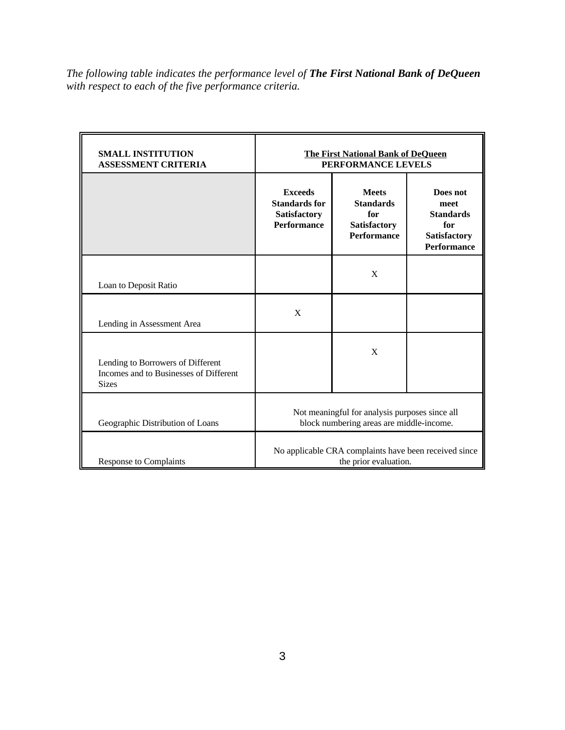*The following table indicates the performance level of* ***The First National Bank of DeQueen*** *with respect to each of the five performance criteria.*

| **SMALL INSTITUTION ASSESSMENT CRITERIA** | **The First National Bank of DeQueen PERFORMANCE LEVELS** | | |
|---|---|---|---|
| | **Exceeds Standards for Satisfactory Performance** | **Meets Standards for Satisfactory Performance** | **Does not meet Standards for Satisfactory Performance** |
| Loan to Deposit Ratio | | X | |
| Lending in Assessment Area | X | | |
| Lending to Borrowers of Different Incomes and to Businesses of Different Sizes | | X | |
| Geographic Distribution of Loans | Not meaningful for analysis purposes since all block numbering areas are middle-income. | | |
| Response to Complaints | No applicable CRA complaints have been received since the prior evaluation. | | |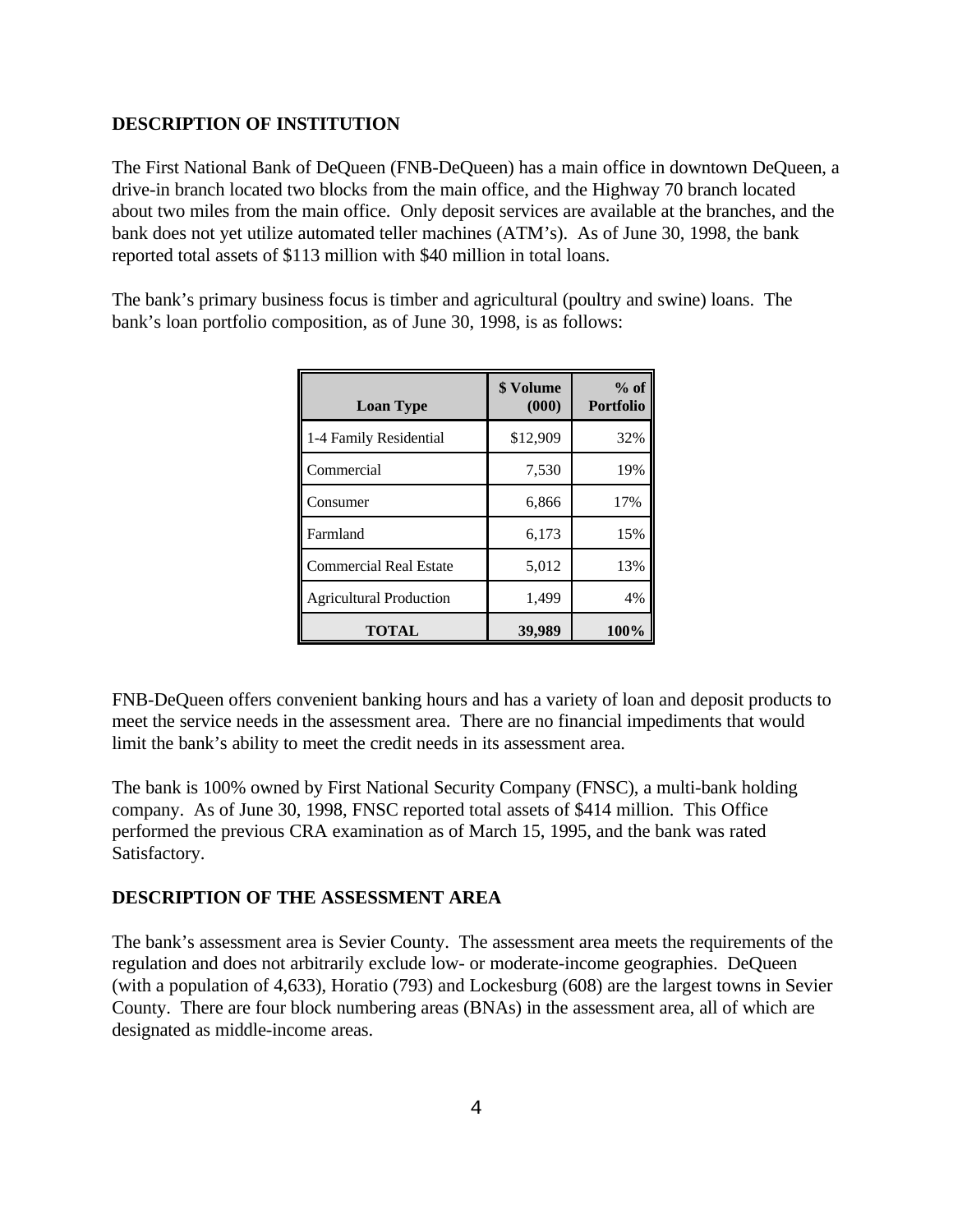## DESCRIPTION OF INSTITUTION

The First National Bank of DeQueen (FNB-DeQueen) has a main office in downtown DeQueen, a drive-in branch located two blocks from the main office, and the Highway 70 branch located about two miles from the main office. Only deposit services are available at the branches, and the bank does not yet utilize automated teller machines (ATM's). As of June 30, 1998, the bank reported total assets of $113 million with $40 million in total loans.

The bank's primary business focus is timber and agricultural (poultry and swine) loans. The bank's loan portfolio composition, as of June 30, 1998, is as follows:

| Loan Type | $ Volume (000) | % of Portfolio |
|---|---|---|
| 1-4 Family Residential | $12,909 | 32% |
| Commercial | 7,530 | 19% |
| Consumer | 6,866 | 17% |
| Farmland | 6,173 | 15% |
| Commercial Real Estate | 5,012 | 13% |
| Agricultural Production | 1,499 | 4% |
| **TOTAL** | **39,989** | **100%** |

FNB-DeQueen offers convenient banking hours and has a variety of loan and deposit products to meet the service needs in the assessment area. There are no financial impediments that would limit the bank's ability to meet the credit needs in its assessment area.

The bank is 100% owned by First National Security Company (FNSC), a multi-bank holding company. As of June 30, 1998, FNSC reported total assets of $414 million. This Office performed the previous CRA examination as of March 15, 1995, and the bank was rated Satisfactory.

## DESCRIPTION OF THE ASSESSMENT AREA

The bank's assessment area is Sevier County. The assessment area meets the requirements of the regulation and does not arbitrarily exclude low- or moderate-income geographies. DeQueen (with a population of 4,633), Horatio (793) and Lockesburg (608) are the largest towns in Sevier County. There are four block numbering areas (BNAs) in the assessment area, all of which are designated as middle-income areas.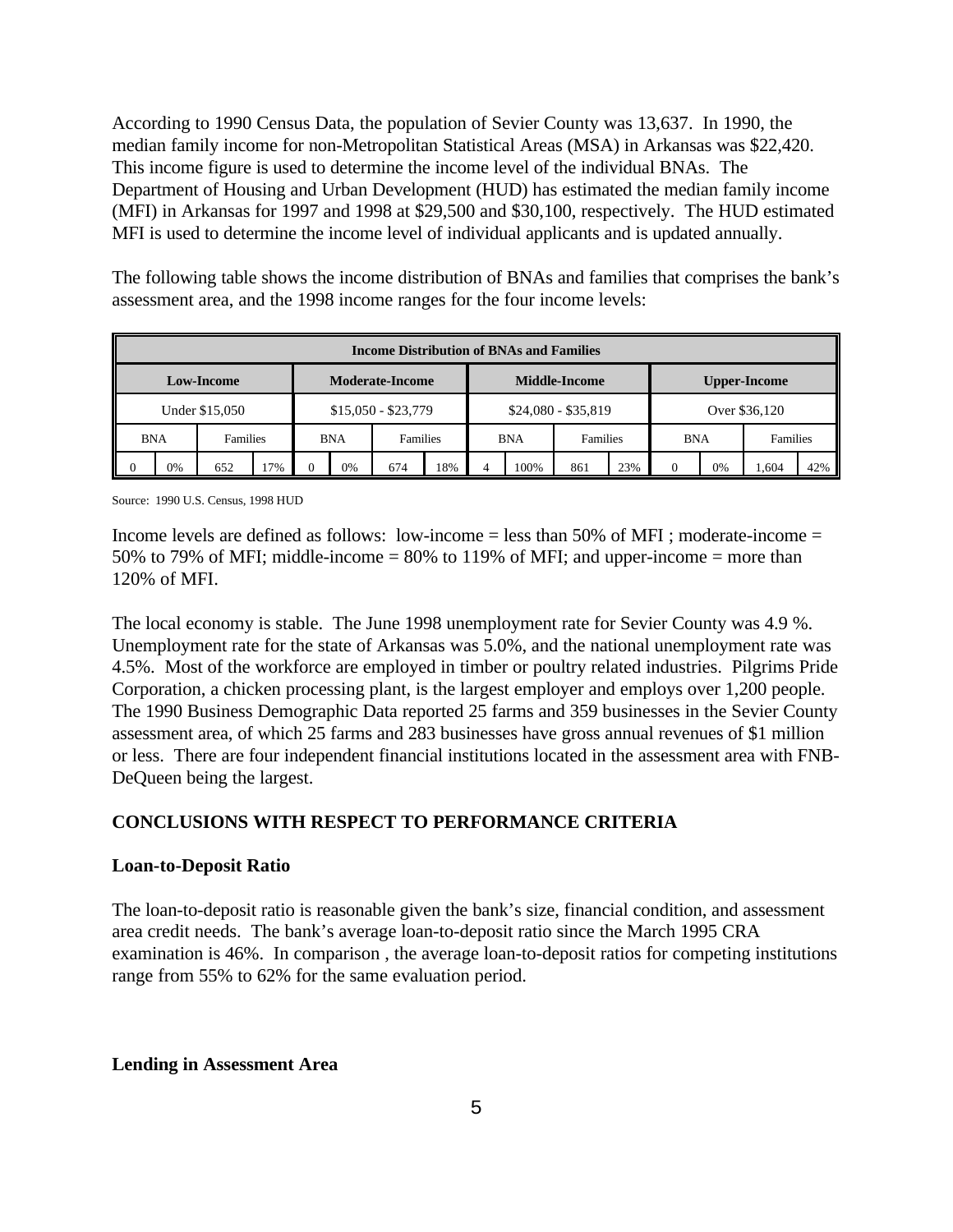According to 1990 Census Data, the population of Sevier County was 13,637. In 1990, the median family income for non-Metropolitan Statistical Areas (MSA) in Arkansas was $22,420. This income figure is used to determine the income level of the individual BNAs. The Department of Housing and Urban Development (HUD) has estimated the median family income (MFI) in Arkansas for 1997 and 1998 at $29,500 and $30,100, respectively. The HUD estimated MFI is used to determine the income level of individual applicants and is updated annually.

The following table shows the income distribution of BNAs and families that comprises the bank's assessment area, and the 1998 income ranges for the four income levels:

| Income Distribution of BNAs and Families | | | | | | | | | | | | | | | |
|---|---|---|---|---|---|---|---|---|---|---|---|---|---|---|---|
| **Low-Income** | | | | **Moderate-Income** | | | | **Middle-Income** | | | | **Upper-Income** | | | |
| Under $15,050 | | | | $15,050 - $23,779 | | | | $24,080 - $35,819 | | | | Over $36,120 | | | |
| BNA | | Families | | BNA | | Families | | BNA | | Families | | BNA | | Families | |
| 0 | 0% | 652 | 17% | 0 | 0% | 674 | 18% | 4 | 100% | 861 | 23% | 0 | 0% | 1,604 | 42% |

Source: 1990 U.S. Census, 1998 HUD

Income levels are defined as follows: low-income = less than 50% of MFI ; moderate-income = 50% to 79% of MFI; middle-income = 80% to 119% of MFI; and upper-income = more than 120% of MFI.

The local economy is stable. The June 1998 unemployment rate for Sevier County was 4.9 %. Unemployment rate for the state of Arkansas was 5.0%, and the national unemployment rate was 4.5%. Most of the workforce are employed in timber or poultry related industries. Pilgrims Pride Corporation, a chicken processing plant, is the largest employer and employs over 1,200 people. The 1990 Business Demographic Data reported 25 farms and 359 businesses in the Sevier County assessment area, of which 25 farms and 283 businesses have gross annual revenues of $1 million or less. There are four independent financial institutions located in the assessment area with FNB-DeQueen being the largest.

## CONCLUSIONS WITH RESPECT TO PERFORMANCE CRITERIA

### Loan-to-Deposit Ratio

The loan-to-deposit ratio is reasonable given the bank's size, financial condition, and assessment area credit needs. The bank's average loan-to-deposit ratio since the March 1995 CRA examination is 46%. In comparison , the average loan-to-deposit ratios for competing institutions range from 55% to 62% for the same evaluation period.

### Lending in Assessment Area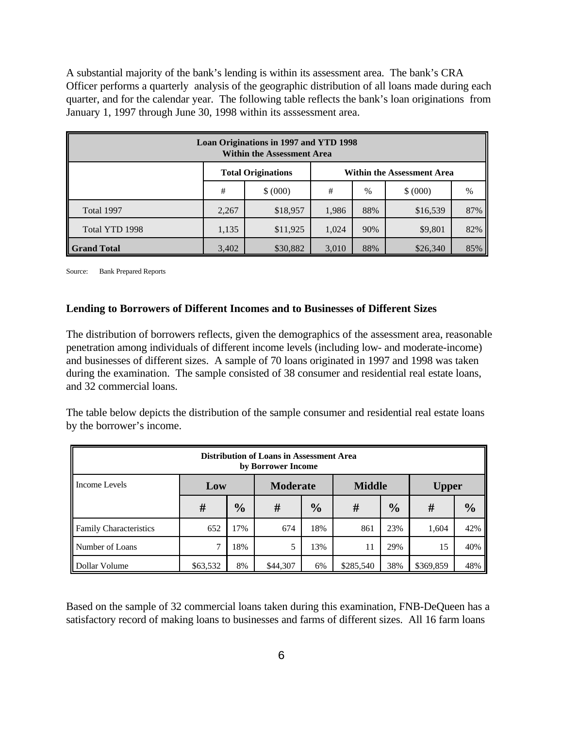A substantial majority of the bank's lending is within its assessment area. The bank's CRA Officer performs a quarterly analysis of the geographic distribution of all loans made during each quarter, and for the calendar year. The following table reflects the bank's loan originations from January 1, 1997 through June 30, 1998 within its asssessment area.

| Loan Originations in 1997 and YTD 1998 Within the Assessment Area | | | | | | |
|---|---|---|---|---|---|---|
| | Total Originations | | Within the Assessment Area | | | |
| | # | $ (000) | # | % | $ (000) | % |
| Total 1997 | 2,267 | $18,957 | 1,986 | 88% | $16,539 | 87% |
| Total YTD 1998 | 1,135 | $11,925 | 1,024 | 90% | $9,801 | 82% |
| **Grand Total** | 3,402 | $30,882 | 3,010 | 88% | $26,340 | 85% |

Source: Bank Prepared Reports

### Lending to Borrowers of Different Incomes and to Businesses of Different Sizes

The distribution of borrowers reflects, given the demographics of the assessment area, reasonable penetration among individuals of different income levels (including low- and moderate-income) and businesses of different sizes. A sample of 70 loans originated in 1997 and 1998 was taken during the examination. The sample consisted of 38 consumer and residential real estate loans, and 32 commercial loans.

The table below depicts the distribution of the sample consumer and residential real estate loans by the borrower's income.

| Distribution of Loans in Assessment Area by Borrower Income | | | | | | | | |
|---|---|---|---|---|---|---|---|---|
| Income Levels | **Low** | | **Moderate** | | **Middle** | | **Upper** | |
| | **#** | **%** | **#** | **%** | **#** | **%** | **#** | **%** |
| Family Characteristics | 652 | 17% | 674 | 18% | 861 | 23% | 1,604 | 42% |
| Number of Loans | 7 | 18% | 5 | 13% | 11 | 29% | 15 | 40% |
| Dollar Volume | $63,532 | 8% | $44,307 | 6% | $285,540 | 38% | $369,859 | 48% |

Based on the sample of 32 commercial loans taken during this examination, FNB-DeQueen has a satisfactory record of making loans to businesses and farms of different sizes. All 16 farm loans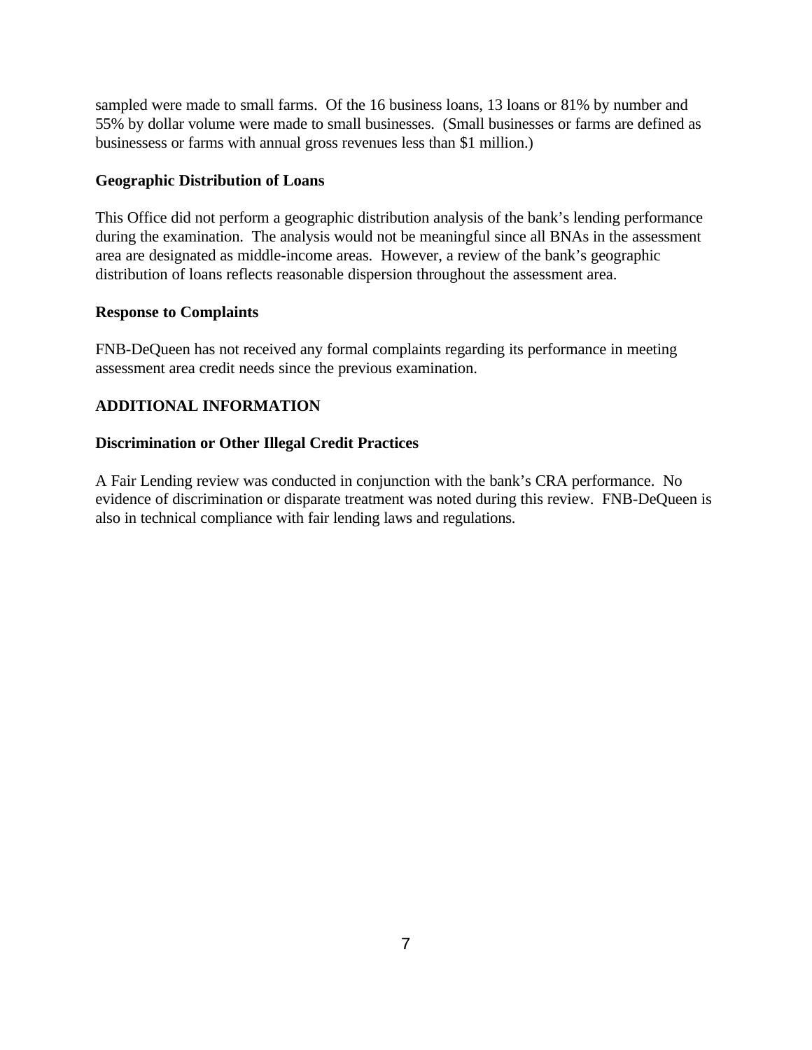sampled were made to small farms.  Of the 16 business loans, 13 loans or 81% by number and 55% by dollar volume were made to small businesses.  (Small businesses or farms are defined as businessess or farms with annual gross revenues less than $1 million.)

**Geographic Distribution of Loans**

This Office did not perform a geographic distribution analysis of the bank's lending performance during the examination.  The analysis would not be meaningful since all BNAs in the assessment area are designated as middle-income areas.  However, a review of the bank's geographic distribution of loans reflects reasonable dispersion throughout the assessment area.

**Response to Complaints**

FNB-DeQueen has not received any formal complaints regarding its performance in meeting assessment area credit needs since the previous examination.

## ADDITIONAL INFORMATION

**Discrimination or Other Illegal Credit Practices**

A Fair Lending review was conducted in conjunction with the bank's CRA performance.  No evidence of discrimination or disparate treatment was noted during this review.  FNB-DeQueen is also in technical compliance with fair lending laws and regulations.